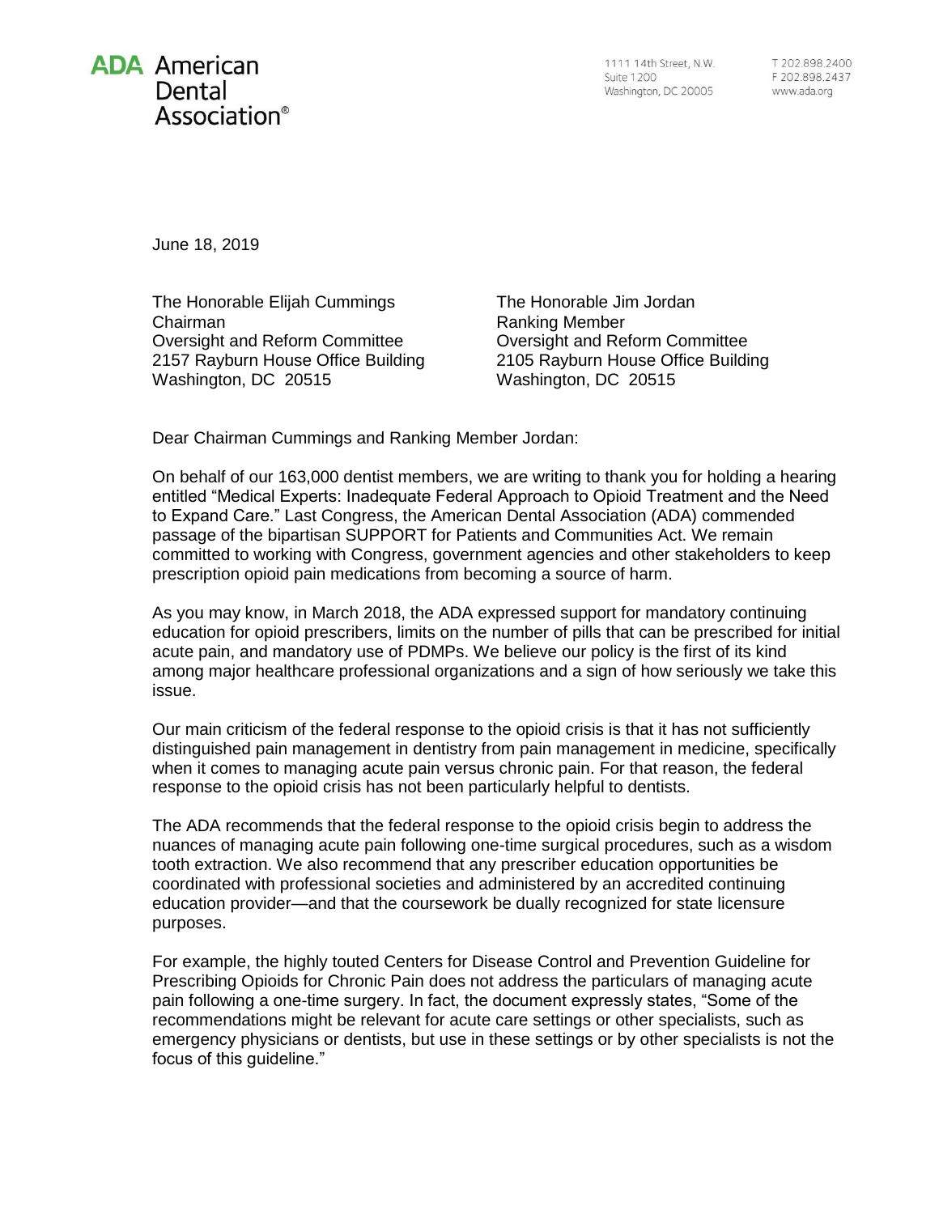**ADA American Dental Association®**

1111 14th Street, N.W.
Suite 1200
Washington, DC 20005

T 202.898.2400
F 202.898.2437
www.ada.org

June 18, 2019

The Honorable Elijah Cummings
Chairman
Oversight and Reform Committee
2157 Rayburn House Office Building
Washington, DC 20515

The Honorable Jim Jordan
Ranking Member
Oversight and Reform Committee
2105 Rayburn House Office Building
Washington, DC 20515

Dear Chairman Cummings and Ranking Member Jordan:

On behalf of our 163,000 dentist members, we are writing to thank you for holding a hearing entitled "Medical Experts: Inadequate Federal Approach to Opioid Treatment and the Need to Expand Care." Last Congress, the American Dental Association (ADA) commended passage of the bipartisan SUPPORT for Patients and Communities Act. We remain committed to working with Congress, government agencies and other stakeholders to keep prescription opioid pain medications from becoming a source of harm.

As you may know, in March 2018, the ADA expressed support for mandatory continuing education for opioid prescribers, limits on the number of pills that can be prescribed for initial acute pain, and mandatory use of PDMPs. We believe our policy is the first of its kind among major healthcare professional organizations and a sign of how seriously we take this issue.

Our main criticism of the federal response to the opioid crisis is that it has not sufficiently distinguished pain management in dentistry from pain management in medicine, specifically when it comes to managing acute pain versus chronic pain. For that reason, the federal response to the opioid crisis has not been particularly helpful to dentists.

The ADA recommends that the federal response to the opioid crisis begin to address the nuances of managing acute pain following one-time surgical procedures, such as a wisdom tooth extraction. We also recommend that any prescriber education opportunities be coordinated with professional societies and administered by an accredited continuing education provider—and that the coursework be dually recognized for state licensure purposes.

For example, the highly touted Centers for Disease Control and Prevention Guideline for Prescribing Opioids for Chronic Pain does not address the particulars of managing acute pain following a one-time surgery. In fact, the document expressly states, "Some of the recommendations might be relevant for acute care settings or other specialists, such as emergency physicians or dentists, but use in these settings or by other specialists is not the focus of this guideline."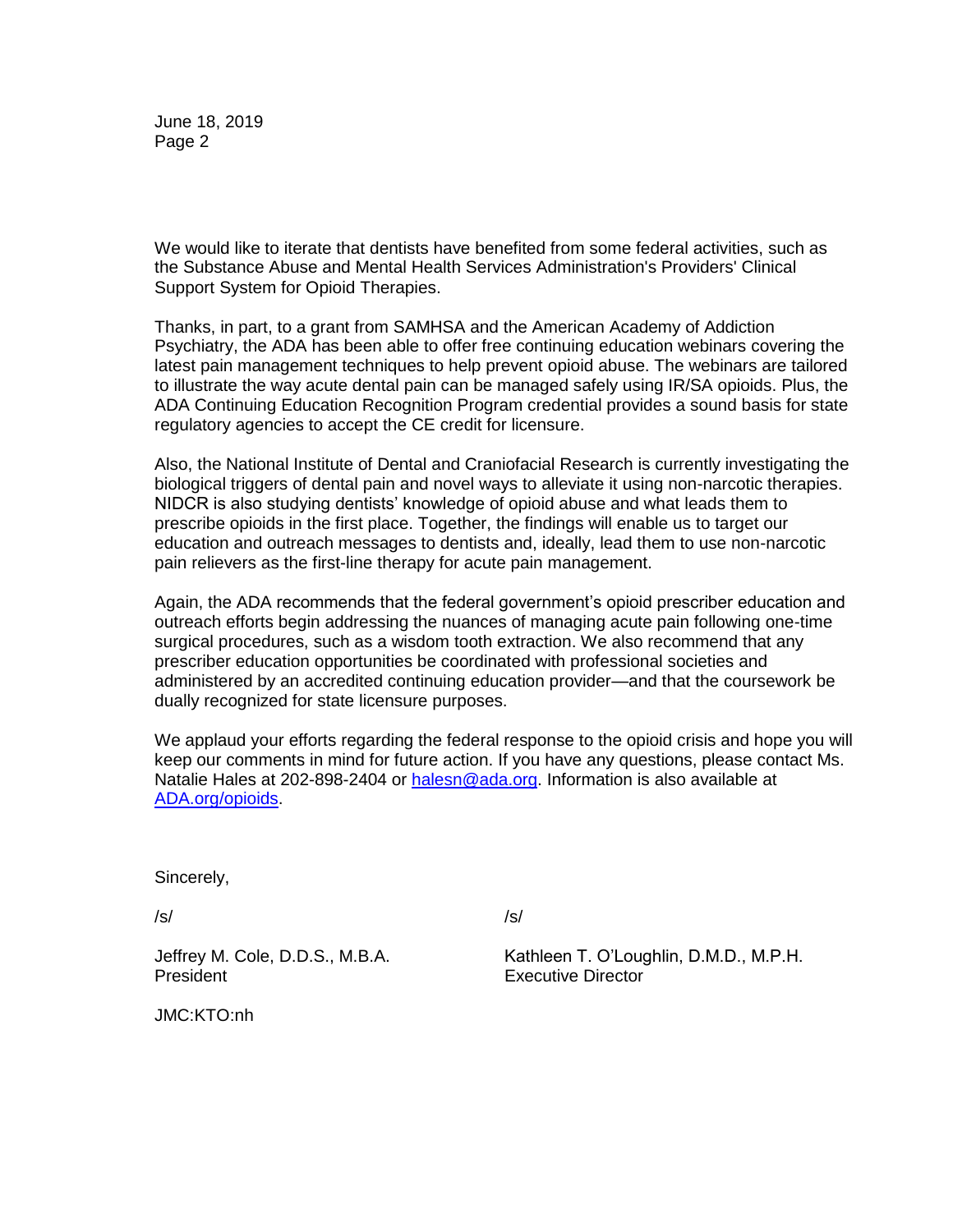We would like to iterate that dentists have benefited from some federal activities, such as the Substance Abuse and Mental Health Services Administration's Providers' Clinical Support System for Opioid Therapies.

Thanks, in part, to a grant from SAMHSA and the American Academy of Addiction Psychiatry, the ADA has been able to offer free continuing education webinars covering the latest pain management techniques to help prevent opioid abuse. The webinars are tailored to illustrate the way acute dental pain can be managed safely using IR/SA opioids. Plus, the ADA Continuing Education Recognition Program credential provides a sound basis for state regulatory agencies to accept the CE credit for licensure.

Also, the National Institute of Dental and Craniofacial Research is currently investigating the biological triggers of dental pain and novel ways to alleviate it using non-narcotic therapies. NIDCR is also studying dentists' knowledge of opioid abuse and what leads them to prescribe opioids in the first place. Together, the findings will enable us to target our education and outreach messages to dentists and, ideally, lead them to use non-narcotic pain relievers as the first-line therapy for acute pain management.

Again, the ADA recommends that the federal government's opioid prescriber education and outreach efforts begin addressing the nuances of managing acute pain following one-time surgical procedures, such as a wisdom tooth extraction. We also recommend that any prescriber education opportunities be coordinated with professional societies and administered by an accredited continuing education provider—and that the coursework be dually recognized for state licensure purposes.

We applaud your efforts regarding the federal response to the opioid crisis and hope you will keep our comments in mind for future action. If you have any questions, please contact Ms. Natalie Hales at 202-898-2404 or halesn@ada.org. Information is also available at ADA.org/opioids.

Sincerely,

/s/

Jeffrey M. Cole, D.D.S., M.B.A.
President

/s/

Kathleen T. O'Loughlin, D.M.D., M.P.H.
Executive Director

JMC:KTO:nh